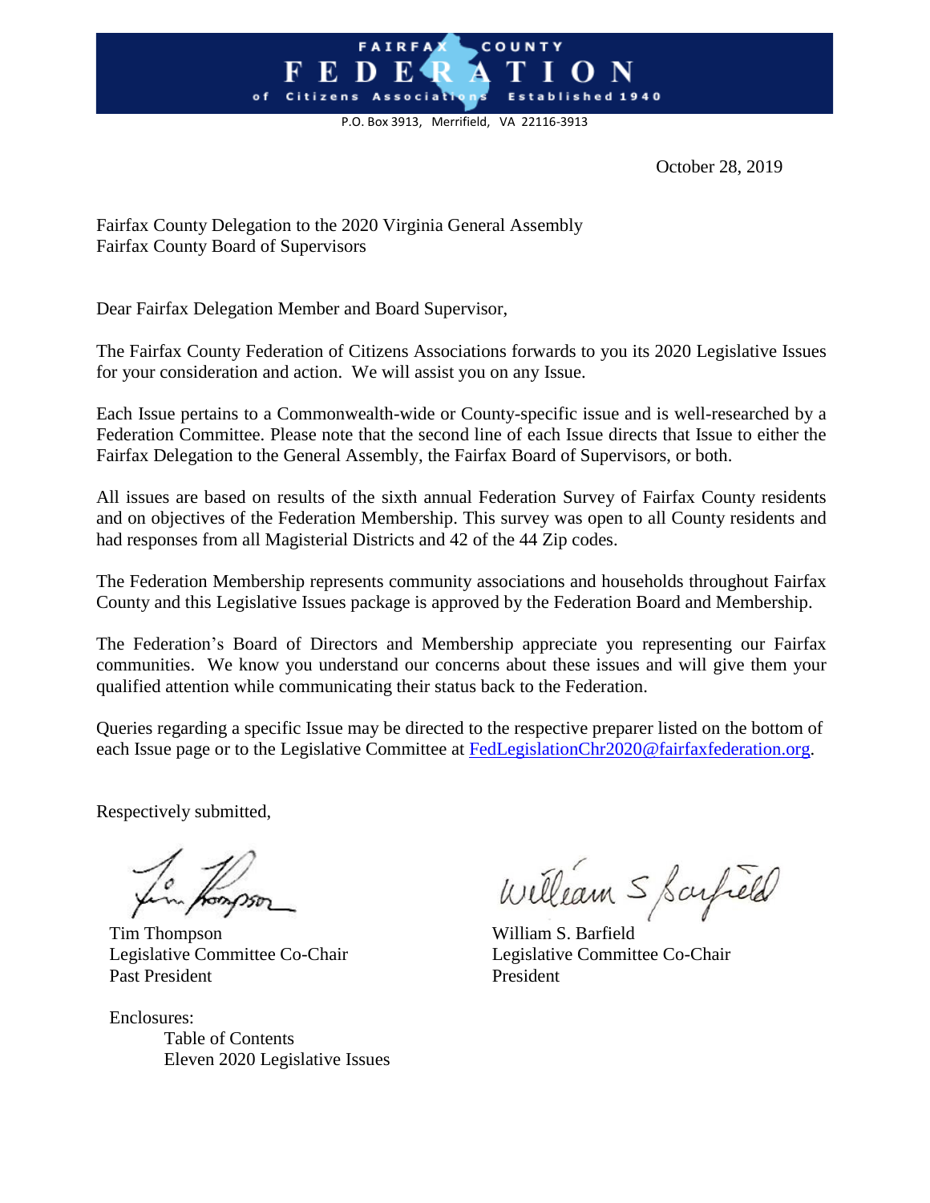# FAIRFAX COUNTY FEDERATION of Citizens Associations Established 1940

P.O. Box 3913, Merrifield, VA 22116-3913

October 28, 2019

Fairfax County Delegation to the 2020 Virginia General Assembly
Fairfax County Board of Supervisors

Dear Fairfax Delegation Member and Board Supervisor,

The Fairfax County Federation of Citizens Associations forwards to you its 2020 Legislative Issues for your consideration and action. We will assist you on any Issue.

Each Issue pertains to a Commonwealth-wide or County-specific issue and is well-researched by a Federation Committee. Please note that the second line of each Issue directs that Issue to either the Fairfax Delegation to the General Assembly, the Fairfax Board of Supervisors, or both.

All issues are based on results of the sixth annual Federation Survey of Fairfax County residents and on objectives of the Federation Membership. This survey was open to all County residents and had responses from all Magisterial Districts and 42 of the 44 Zip codes.

The Federation Membership represents community associations and households throughout Fairfax County and this Legislative Issues package is approved by the Federation Board and Membership.

The Federation's Board of Directors and Membership appreciate you representing our Fairfax communities. We know you understand our concerns about these issues and will give them your qualified attention while communicating their status back to the Federation.

Queries regarding a specific Issue may be directed to the respective preparer listed on the bottom of each Issue page or to the Legislative Committee at FedLegislationChr2020@fairfaxfederation.org.

Respectively submitted,

Tim Thompson
Legislative Committee Co-Chair
Past President

William S. Barfield
Legislative Committee Co-Chair
President

Enclosures:
- Table of Contents
- Eleven 2020 Legislative Issues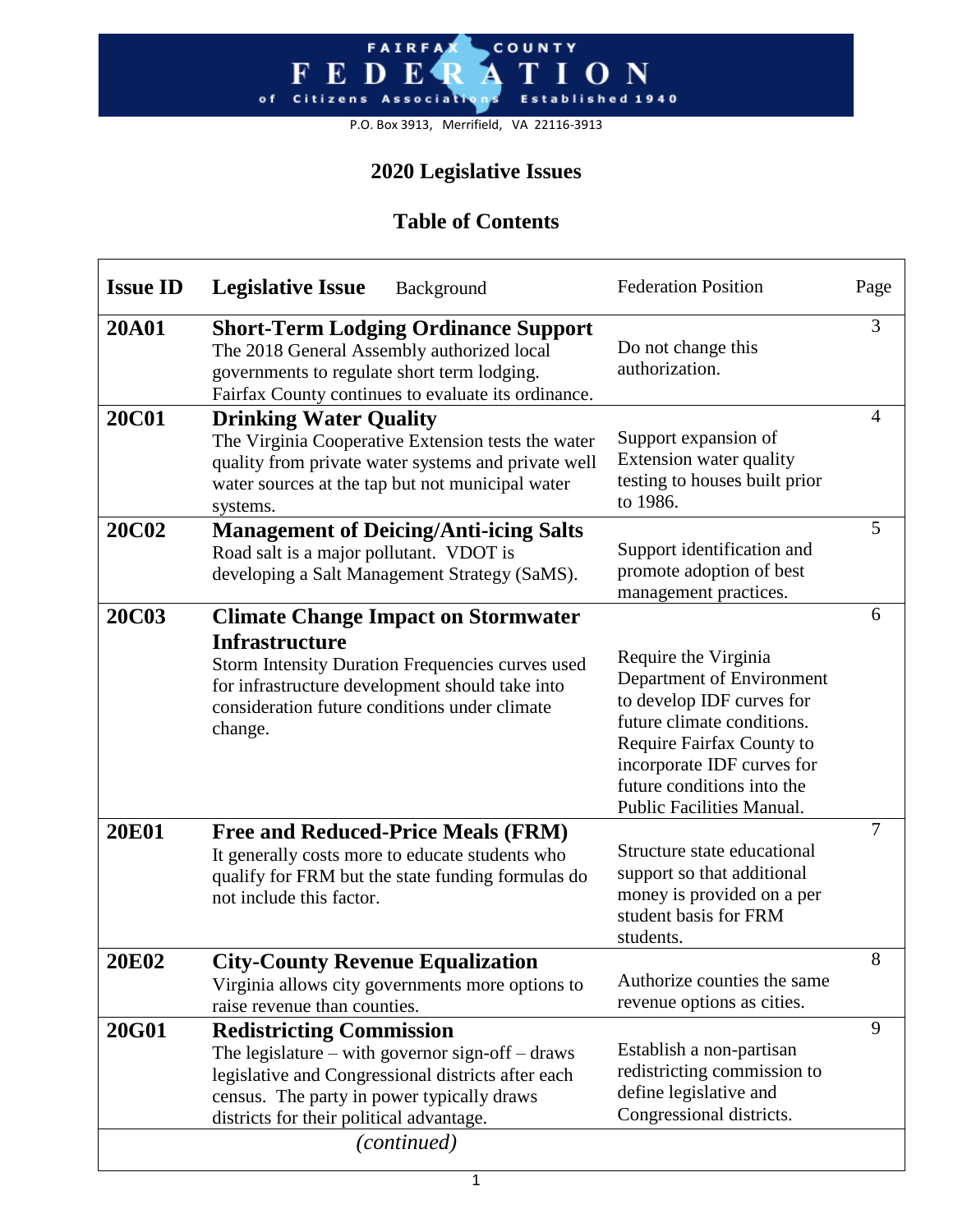FAIRFAX COUNTY FEDERATION of Citizens Associations Established 1940

P.O. Box 3913, Merrifield, VA 22116-3913

# 2020 Legislative Issues

## Table of Contents

| Issue ID | Legislative Issue Background | Federation Position | Page |
|---|---|---|---|
| **20A01** | **Short-Term Lodging Ordinance Support** The 2018 General Assembly authorized local governments to regulate short term lodging. Fairfax County continues to evaluate its ordinance. | Do not change this authorization. | 3 |
| **20C01** | **Drinking Water Quality** The Virginia Cooperative Extension tests the water quality from private water systems and private well water sources at the tap but not municipal water systems. | Support expansion of Extension water quality testing to houses built prior to 1986. | 4 |
| **20C02** | **Management of Deicing/Anti-icing Salts** Road salt is a major pollutant. VDOT is developing a Salt Management Strategy (SaMS). | Support identification and promote adoption of best management practices. | 5 |
| **20C03** | **Climate Change Impact on Stormwater Infrastructure** Storm Intensity Duration Frequencies curves used for infrastructure development should take into consideration future conditions under climate change. | Require the Virginia Department of Environment to develop IDF curves for future climate conditions. Require Fairfax County to incorporate IDF curves for future conditions into the Public Facilities Manual. | 6 |
| **20E01** | **Free and Reduced-Price Meals (FRM)** It generally costs more to educate students who qualify for FRM but the state funding formulas do not include this factor. | Structure state educational support so that additional money is provided on a per student basis for FRM students. | 7 |
| **20E02** | **City-County Revenue Equalization** Virginia allows city governments more options to raise revenue than counties. | Authorize counties the same revenue options as cities. | 8 |
| **20G01** | **Redistricting Commission** The legislature – with governor sign-off – draws legislative and Congressional districts after each census. The party in power typically draws districts for their political advantage. | Establish a non-partisan redistricting commission to define legislative and Congressional districts. | 9 |
| | *(continued)* | | |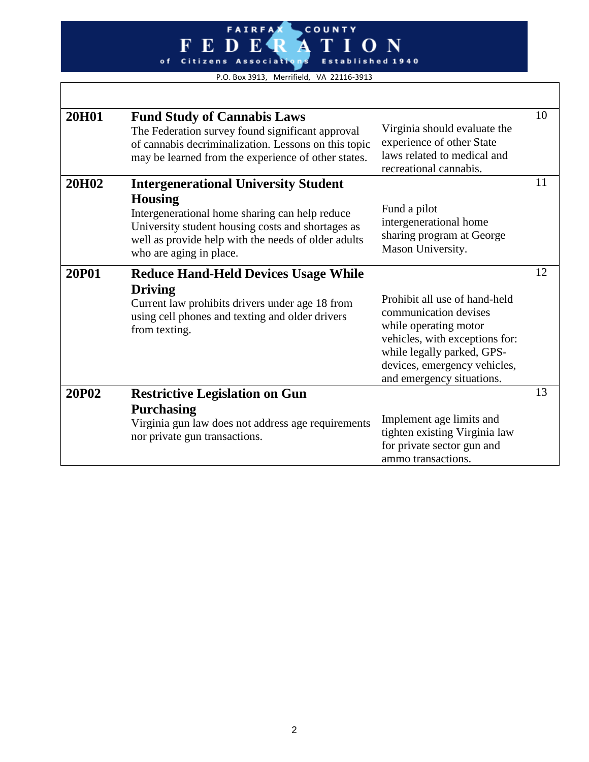FAIRFAX COUNTY FEDERATION of Citizens Associations Established 1940

P.O. Box 3913, Merrifield, VA 22116-3913

| | | | |
|---|---|---|---|
| **20H01** | **Fund Study of Cannabis Laws** The Federation survey found significant approval of cannabis decriminalization. Lessons on this topic may be learned from the experience of other states. | Virginia should evaluate the experience of other State laws related to medical and recreational cannabis. | 10 |
| **20H02** | **Intergenerational University Student Housing** Intergenerational home sharing can help reduce University student housing costs and shortages as well as provide help with the needs of older adults who are aging in place. | Fund a pilot intergenerational home sharing program at George Mason University. | 11 |
| **20P01** | **Reduce Hand-Held Devices Usage While Driving** Current law prohibits drivers under age 18 from using cell phones and texting and older drivers from texting. | Prohibit all use of hand-held communication devises while operating motor vehicles, with exceptions for: while legally parked, GPS-devices, emergency vehicles, and emergency situations. | 12 |
| **20P02** | **Restrictive Legislation on Gun Purchasing** Virginia gun law does not address age requirements nor private gun transactions. | Implement age limits and tighten existing Virginia law for private sector gun and ammo transactions. | 13 |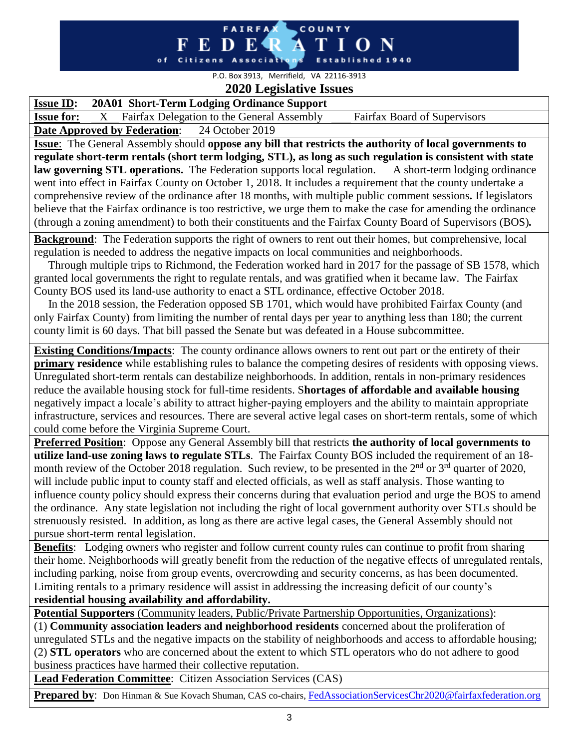FAIRFAX COUNTY FEDERATION of Citizens Associations Established 1940

P.O. Box 3913, Merrifield, VA 22116-3913

# 2020 Legislative Issues

**Issue ID: 20A01 Short-Term Lodging Ordinance Support**

**Issue for:** \_\_X\_\_ Fairfax Delegation to the General Assembly \_\_\_\_ Fairfax Board of Supervisors

**Date Approved by Federation**: 24 October 2019

**Issue**: The General Assembly should **oppose any bill that restricts the authority of local governments to regulate short-term rentals (short term lodging, STL), as long as such regulation is consistent with state law governing STL operations.** The Federation supports local regulation. A short-term lodging ordinance went into effect in Fairfax County on October 1, 2018. It includes a requirement that the county undertake a comprehensive review of the ordinance after 18 months, with multiple public comment sessions**.** If legislators believe that the Fairfax ordinance is too restrictive, we urge them to make the case for amending the ordinance (through a zoning amendment) to both their constituents and the Fairfax County Board of Supervisors (BOS)**.**

**Background**: The Federation supports the right of owners to rent out their homes, but comprehensive, local regulation is needed to address the negative impacts on local communities and neighborhoods.

Through multiple trips to Richmond, the Federation worked hard in 2017 for the passage of SB 1578, which granted local governments the right to regulate rentals, and was gratified when it became law. The Fairfax County BOS used its land-use authority to enact a STL ordinance, effective October 2018.

In the 2018 session, the Federation opposed SB 1701, which would have prohibited Fairfax County (and only Fairfax County) from limiting the number of rental days per year to anything less than 180; the current county limit is 60 days. That bill passed the Senate but was defeated in a House subcommittee.

**Existing Conditions/Impacts**: The county ordinance allows owners to rent out part or the entirety of their **primary residence** while establishing rules to balance the competing desires of residents with opposing views. Unregulated short-term rentals can destabilize neighborhoods. In addition, rentals in non-primary residences reduce the available housing stock for full-time residents. S**hortages of affordable and available housing** negatively impact a locale's ability to attract higher-paying employers and the ability to maintain appropriate infrastructure, services and resources. There are several active legal cases on short-term rentals, some of which could come before the Virginia Supreme Court.

**Preferred Position**: Oppose any General Assembly bill that restricts **the authority of local governments to utilize land-use zoning laws to regulate STLs**. The Fairfax County BOS included the requirement of an 18-month review of the October 2018 regulation. Such review, to be presented in the 2nd or 3rd quarter of 2020, will include public input to county staff and elected officials, as well as staff analysis. Those wanting to influence county policy should express their concerns during that evaluation period and urge the BOS to amend the ordinance. Any state legislation not including the right of local government authority over STLs should be strenuously resisted. In addition, as long as there are active legal cases, the General Assembly should not pursue short-term rental legislation.

**Benefits**: Lodging owners who register and follow current county rules can continue to profit from sharing their home. Neighborhoods will greatly benefit from the reduction of the negative effects of unregulated rentals, including parking, noise from group events, overcrowding and security concerns, as has been documented. Limiting rentals to a primary residence will assist in addressing the increasing deficit of our county's **residential housing availability and affordability.**

**Potential Supporters** (Community leaders, Public/Private Partnership Opportunities, Organizations):
(1) **Community association leaders and neighborhood residents** concerned about the proliferation of unregulated STLs and the negative impacts on the stability of neighborhoods and access to affordable housing;
(2) **STL operators** who are concerned about the extent to which STL operators who do not adhere to good business practices have harmed their collective reputation.

**Lead Federation Committee**: Citizen Association Services (CAS)

**Prepared by**: Don Hinman & Sue Kovach Shuman, CAS co-chairs, FedAssociationServicesChr2020@fairfaxfederation.org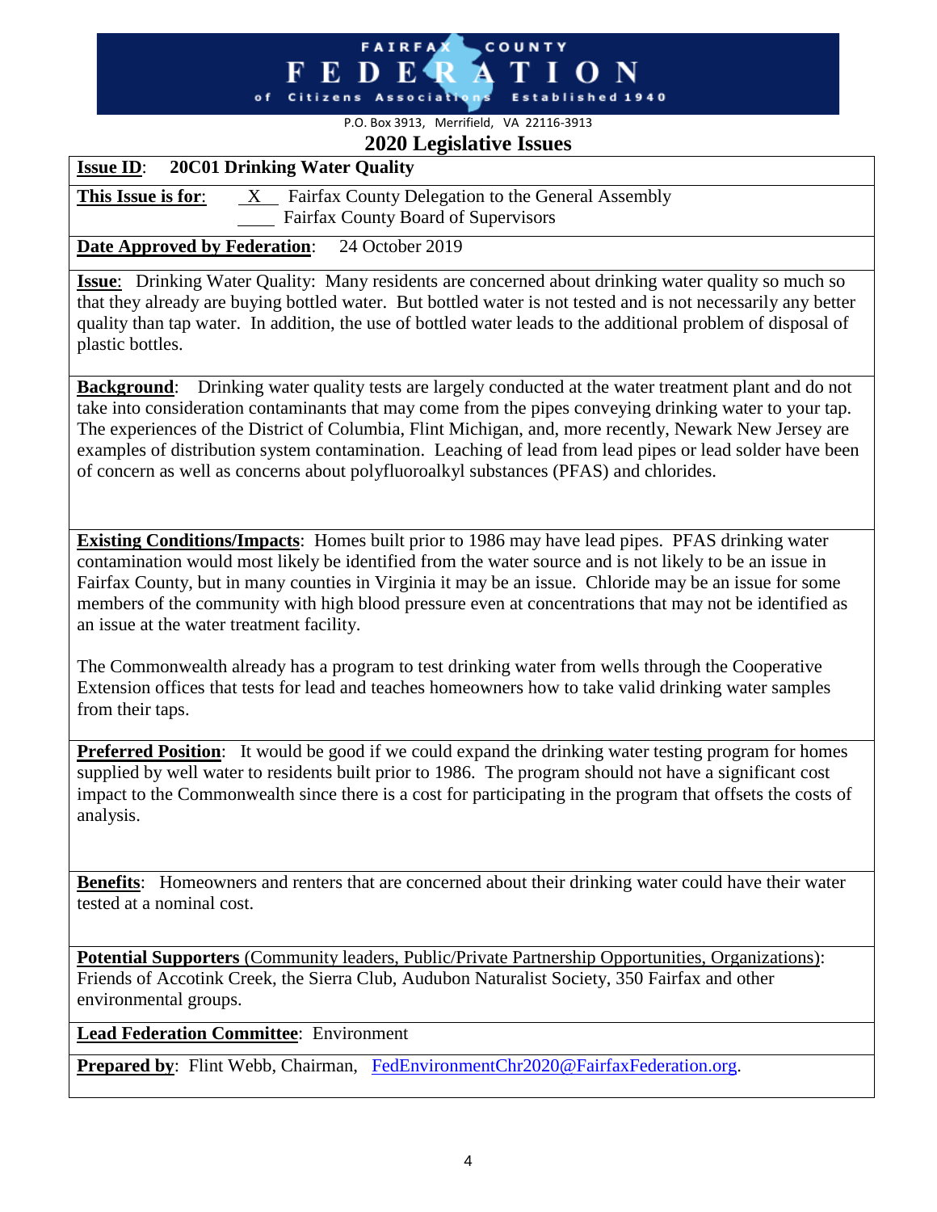# FAIRFAX COUNTY FEDERATION of Citizens Associations Established 1940

P.O. Box 3913, Merrifield, VA 22116-3913

## 2020 Legislative Issues

**Issue ID**: **20C01 Drinking Water Quality**

**This Issue is for**: X Fairfax County Delegation to the General Assembly
____ Fairfax County Board of Supervisors

**Date Approved by Federation**: 24 October 2019

**Issue**: Drinking Water Quality: Many residents are concerned about drinking water quality so much so that they already are buying bottled water. But bottled water is not tested and is not necessarily any better quality than tap water. In addition, the use of bottled water leads to the additional problem of disposal of plastic bottles.

**Background**: Drinking water quality tests are largely conducted at the water treatment plant and do not take into consideration contaminants that may come from the pipes conveying drinking water to your tap. The experiences of the District of Columbia, Flint Michigan, and, more recently, Newark New Jersey are examples of distribution system contamination. Leaching of lead from lead pipes or lead solder have been of concern as well as concerns about polyfluoroalkyl substances (PFAS) and chlorides.

**Existing Conditions/Impacts**: Homes built prior to 1986 may have lead pipes. PFAS drinking water contamination would most likely be identified from the water source and is not likely to be an issue in Fairfax County, but in many counties in Virginia it may be an issue. Chloride may be an issue for some members of the community with high blood pressure even at concentrations that may not be identified as an issue at the water treatment facility.

The Commonwealth already has a program to test drinking water from wells through the Cooperative Extension offices that tests for lead and teaches homeowners how to take valid drinking water samples from their taps.

**Preferred Position**: It would be good if we could expand the drinking water testing program for homes supplied by well water to residents built prior to 1986. The program should not have a significant cost impact to the Commonwealth since there is a cost for participating in the program that offsets the costs of analysis.

**Benefits**: Homeowners and renters that are concerned about their drinking water could have their water tested at a nominal cost.

**Potential Supporters** (Community leaders, Public/Private Partnership Opportunities, Organizations): Friends of Accotink Creek, the Sierra Club, Audubon Naturalist Society, 350 Fairfax and other environmental groups.

**Lead Federation Committee**: Environment

**Prepared by**: Flint Webb, Chairman, FedEnvironmentChr2020@FairfaxFederation.org.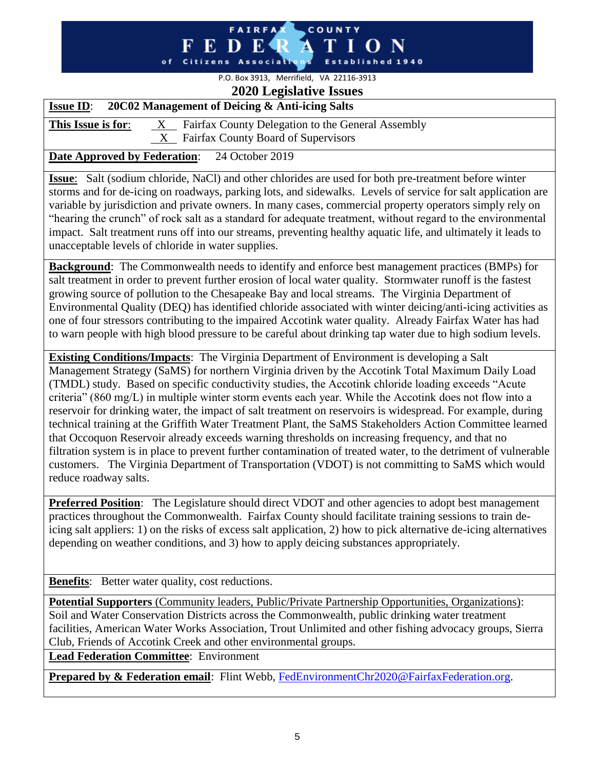FAIRFAX COUNTY FEDERATION of Citizens Associations Established 1940

P.O. Box 3913, Merrifield, VA 22116-3913

## 2020 Legislative Issues

**Issue ID**: **20C02 Management of Deicing & Anti-icing Salts**

**This Issue is for**: X Fairfax County Delegation to the General Assembly
X Fairfax County Board of Supervisors

**Date Approved by Federation**: 24 October 2019

**Issue**: Salt (sodium chloride, NaCl) and other chlorides are used for both pre-treatment before winter storms and for de-icing on roadways, parking lots, and sidewalks. Levels of service for salt application are variable by jurisdiction and private owners. In many cases, commercial property operators simply rely on "hearing the crunch" of rock salt as a standard for adequate treatment, without regard to the environmental impact. Salt treatment runs off into our streams, preventing healthy aquatic life, and ultimately it leads to unacceptable levels of chloride in water supplies.

**Background**: The Commonwealth needs to identify and enforce best management practices (BMPs) for salt treatment in order to prevent further erosion of local water quality. Stormwater runoff is the fastest growing source of pollution to the Chesapeake Bay and local streams. The Virginia Department of Environmental Quality (DEQ) has identified chloride associated with winter deicing/anti-icing activities as one of four stressors contributing to the impaired Accotink water quality. Already Fairfax Water has had to warn people with high blood pressure to be careful about drinking tap water due to high sodium levels.

**Existing Conditions/Impacts**: The Virginia Department of Environment is developing a Salt Management Strategy (SaMS) for northern Virginia driven by the Accotink Total Maximum Daily Load (TMDL) study. Based on specific conductivity studies, the Accotink chloride loading exceeds "Acute criteria" (860 mg/L) in multiple winter storm events each year. While the Accotink does not flow into a reservoir for drinking water, the impact of salt treatment on reservoirs is widespread. For example, during technical training at the Griffith Water Treatment Plant, the SaMS Stakeholders Action Committee learned that Occoquon Reservoir already exceeds warning thresholds on increasing frequency, and that no filtration system is in place to prevent further contamination of treated water, to the detriment of vulnerable customers. The Virginia Department of Transportation (VDOT) is not committing to SaMS which would reduce roadway salts.

**Preferred Position**: The Legislature should direct VDOT and other agencies to adopt best management practices throughout the Commonwealth. Fairfax County should facilitate training sessions to train de-icing salt appliers: 1) on the risks of excess salt application, 2) how to pick alternative de-icing alternatives depending on weather conditions, and 3) how to apply deicing substances appropriately.

**Benefits**: Better water quality, cost reductions.

**Potential Supporters** (Community leaders, Public/Private Partnership Opportunities, Organizations): Soil and Water Conservation Districts across the Commonwealth, public drinking water treatment facilities, American Water Works Association, Trout Unlimited and other fishing advocacy groups, Sierra Club, Friends of Accotink Creek and other environmental groups.

**Lead Federation Committee**: Environment

**Prepared by & Federation email**: Flint Webb, FedEnvironmentChr2020@FairfaxFederation.org.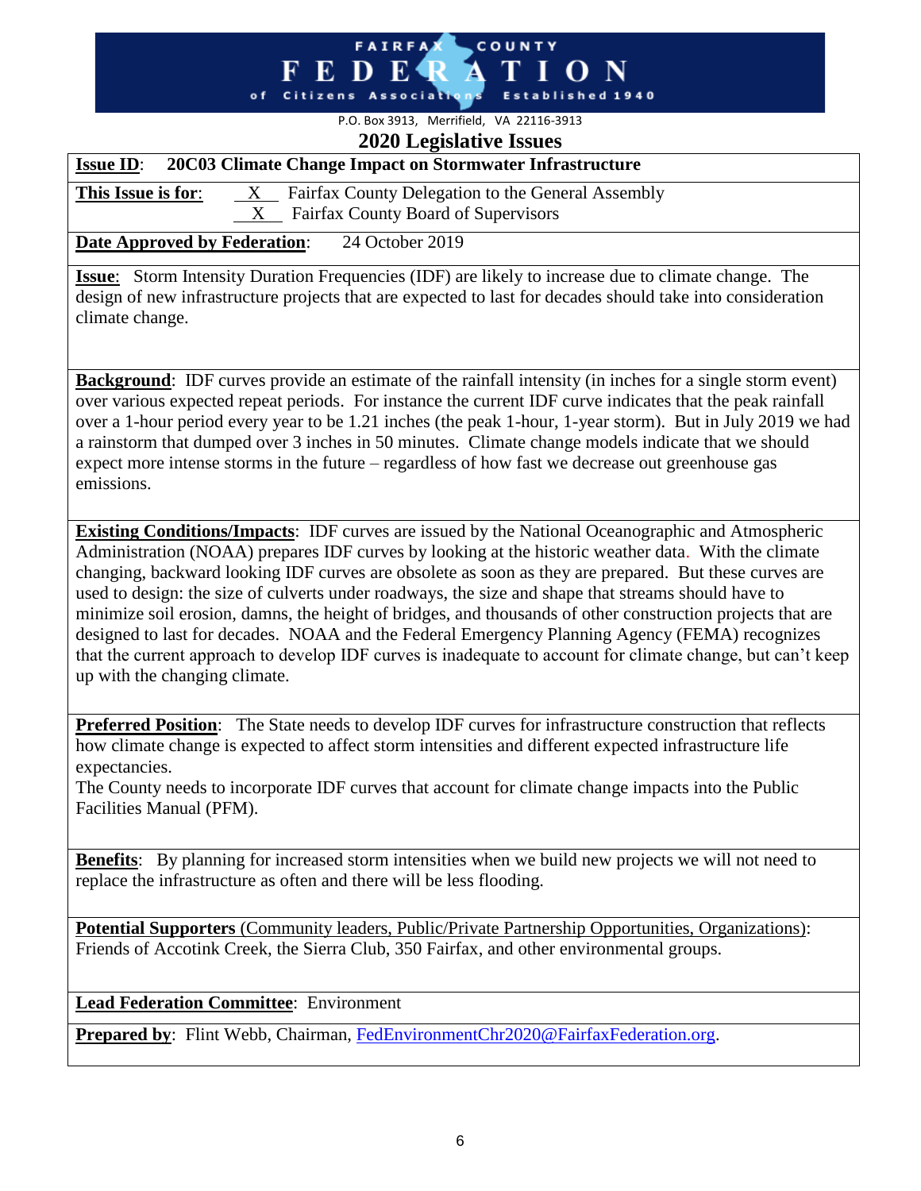# FAIRFAX COUNTY FEDERATION of Citizens Associations Established 1940

P.O. Box 3913, Merrifield, VA 22116-3913

## 2020 Legislative Issues

**Issue ID**: **20C03 Climate Change Impact on Stormwater Infrastructure**

**This Issue is for**:
- X Fairfax County Delegation to the General Assembly
- X Fairfax County Board of Supervisors

**Date Approved by Federation**: 24 October 2019

**Issue**: Storm Intensity Duration Frequencies (IDF) are likely to increase due to climate change. The design of new infrastructure projects that are expected to last for decades should take into consideration climate change.

**Background**: IDF curves provide an estimate of the rainfall intensity (in inches for a single storm event) over various expected repeat periods. For instance the current IDF curve indicates that the peak rainfall over a 1-hour period every year to be 1.21 inches (the peak 1-hour, 1-year storm). But in July 2019 we had a rainstorm that dumped over 3 inches in 50 minutes. Climate change models indicate that we should expect more intense storms in the future – regardless of how fast we decrease out greenhouse gas emissions.

**Existing Conditions/Impacts**: IDF curves are issued by the National Oceanographic and Atmospheric Administration (NOAA) prepares IDF curves by looking at the historic weather data. With the climate changing, backward looking IDF curves are obsolete as soon as they are prepared. But these curves are used to design: the size of culverts under roadways, the size and shape that streams should have to minimize soil erosion, damns, the height of bridges, and thousands of other construction projects that are designed to last for decades. NOAA and the Federal Emergency Planning Agency (FEMA) recognizes that the current approach to develop IDF curves is inadequate to account for climate change, but can't keep up with the changing climate.

**Preferred Position**: The State needs to develop IDF curves for infrastructure construction that reflects how climate change is expected to affect storm intensities and different expected infrastructure life expectancies.

The County needs to incorporate IDF curves that account for climate change impacts into the Public Facilities Manual (PFM).

**Benefits**: By planning for increased storm intensities when we build new projects we will not need to replace the infrastructure as often and there will be less flooding.

**Potential Supporters** (Community leaders, Public/Private Partnership Opportunities, Organizations): Friends of Accotink Creek, the Sierra Club, 350 Fairfax, and other environmental groups.

**Lead Federation Committee**: Environment

**Prepared by**: Flint Webb, Chairman, FedEnvironmentChr2020@FairfaxFederation.org.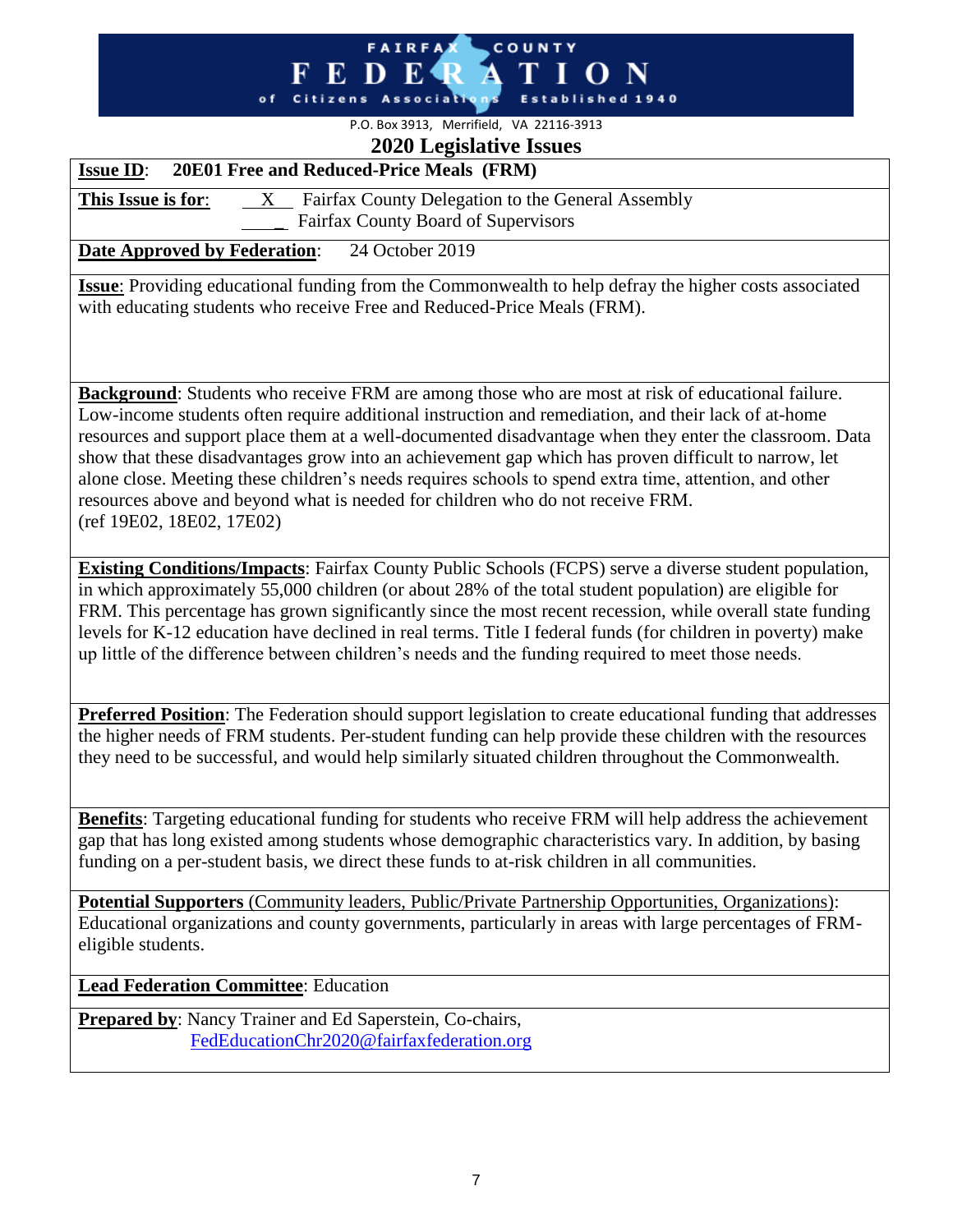FAIRFAX COUNTY FEDERATION of Citizens Associations Established 1940

P.O. Box 3913, Merrifield, VA 22116-3913

# 2020 Legislative Issues

**Issue ID**: **20E01 Free and Reduced-Price Meals (FRM)**

**This Issue is for**: \_\_X\_\_ Fairfax County Delegation to the General Assembly
\_\_\_\_ Fairfax County Board of Supervisors

**Date Approved by Federation**: 24 October 2019

**Issue**: Providing educational funding from the Commonwealth to help defray the higher costs associated with educating students who receive Free and Reduced-Price Meals (FRM).

**Background**: Students who receive FRM are among those who are most at risk of educational failure. Low-income students often require additional instruction and remediation, and their lack of at-home resources and support place them at a well-documented disadvantage when they enter the classroom. Data show that these disadvantages grow into an achievement gap which has proven difficult to narrow, let alone close. Meeting these children's needs requires schools to spend extra time, attention, and other resources above and beyond what is needed for children who do not receive FRM.
(ref 19E02, 18E02, 17E02)

**Existing Conditions/Impacts**: Fairfax County Public Schools (FCPS) serve a diverse student population, in which approximately 55,000 children (or about 28% of the total student population) are eligible for FRM. This percentage has grown significantly since the most recent recession, while overall state funding levels for K-12 education have declined in real terms. Title I federal funds (for children in poverty) make up little of the difference between children's needs and the funding required to meet those needs.

**Preferred Position**: The Federation should support legislation to create educational funding that addresses the higher needs of FRM students. Per-student funding can help provide these children with the resources they need to be successful, and would help similarly situated children throughout the Commonwealth.

**Benefits**: Targeting educational funding for students who receive FRM will help address the achievement gap that has long existed among students whose demographic characteristics vary. In addition, by basing funding on a per-student basis, we direct these funds to at-risk children in all communities.

**Potential Supporters** (Community leaders, Public/Private Partnership Opportunities, Organizations): Educational organizations and county governments, particularly in areas with large percentages of FRM-eligible students.

**Lead Federation Committee**: Education

**Prepared by**: Nancy Trainer and Ed Saperstein, Co-chairs,
FedEducationChr2020@fairfaxfederation.org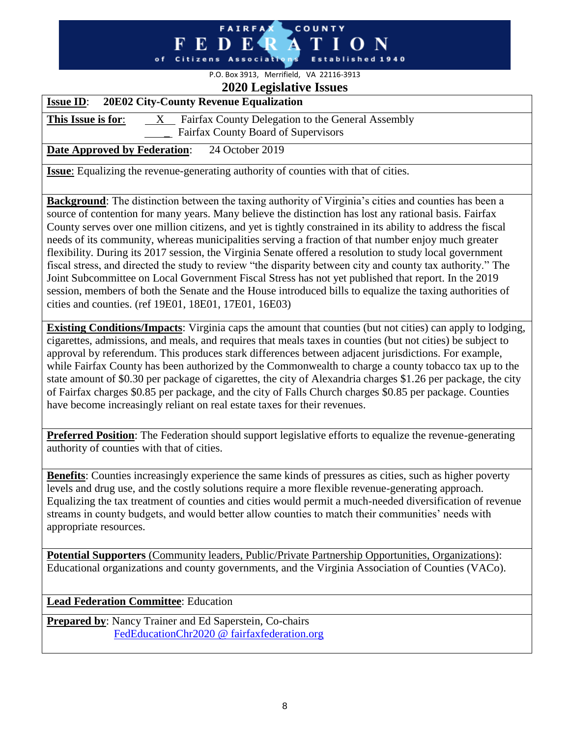# FAIRFAX COUNTY FEDERATION of Citizens Associations Established 1940

P.O. Box 3913, Merrifield, VA 22116-3913

## 2020 Legislative Issues

**Issue ID**: **20E02 City-County Revenue Equalization**

**This Issue is for**: \_\_X\_\_ Fairfax County Delegation to the General Assembly
\_\_\_\_ Fairfax County Board of Supervisors

**Date Approved by Federation**: 24 October 2019

**Issue**: Equalizing the revenue-generating authority of counties with that of cities.

**Background**: The distinction between the taxing authority of Virginia's cities and counties has been a source of contention for many years. Many believe the distinction has lost any rational basis. Fairfax County serves over one million citizens, and yet is tightly constrained in its ability to address the fiscal needs of its community, whereas municipalities serving a fraction of that number enjoy much greater flexibility. During its 2017 session, the Virginia Senate offered a resolution to study local government fiscal stress, and directed the study to review "the disparity between city and county tax authority." The Joint Subcommittee on Local Government Fiscal Stress has not yet published that report. In the 2019 session, members of both the Senate and the House introduced bills to equalize the taxing authorities of cities and counties. (ref 19E01, 18E01, 17E01, 16E03)

**Existing Conditions/Impacts**: Virginia caps the amount that counties (but not cities) can apply to lodging, cigarettes, admissions, and meals, and requires that meals taxes in counties (but not cities) be subject to approval by referendum. This produces stark differences between adjacent jurisdictions. For example, while Fairfax County has been authorized by the Commonwealth to charge a county tobacco tax up to the state amount of $0.30 per package of cigarettes, the city of Alexandria charges $1.26 per package, the city of Fairfax charges $0.85 per package, and the city of Falls Church charges $0.85 per package. Counties have become increasingly reliant on real estate taxes for their revenues.

**Preferred Position**: The Federation should support legislative efforts to equalize the revenue-generating authority of counties with that of cities.

**Benefits**: Counties increasingly experience the same kinds of pressures as cities, such as higher poverty levels and drug use, and the costly solutions require a more flexible revenue-generating approach. Equalizing the tax treatment of counties and cities would permit a much-needed diversification of revenue streams in county budgets, and would better allow counties to match their communities' needs with appropriate resources.

**Potential Supporters** (Community leaders, Public/Private Partnership Opportunities, Organizations): Educational organizations and county governments, and the Virginia Association of Counties (VACo).

**Lead Federation Committee**: Education

**Prepared by**: Nancy Trainer and Ed Saperstein, Co-chairs
FedEducationChr2020 @ fairfaxfederation.org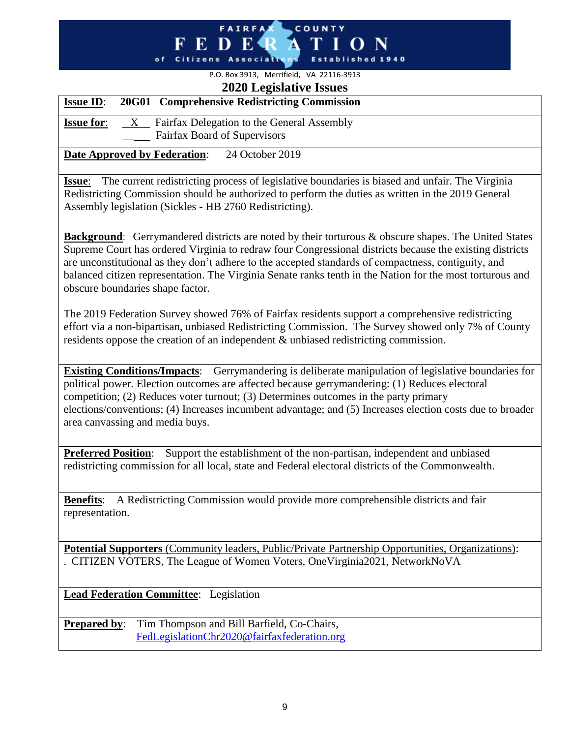# FAIRFAX COUNTY FEDERATION of Citizens Associations Established 1940

P.O. Box 3913, Merrifield, VA 22116-3913

## 2020 Legislative Issues

**Issue ID**: **20G01 Comprehensive Redistricting Commission**

**Issue for**: __X__ Fairfax Delegation to the General Assembly
_____ Fairfax Board of Supervisors

**Date Approved by Federation**: 24 October 2019

**Issue**: The current redistricting process of legislative boundaries is biased and unfair. The Virginia Redistricting Commission should be authorized to perform the duties as written in the 2019 General Assembly legislation (Sickles - HB 2760 Redistricting).

**Background**: Gerrymandered districts are noted by their torturous & obscure shapes. The United States Supreme Court has ordered Virginia to redraw four Congressional districts because the existing districts are unconstitutional as they don't adhere to the accepted standards of compactness, contiguity, and balanced citizen representation. The Virginia Senate ranks tenth in the Nation for the most torturous and obscure boundaries shape factor.

The 2019 Federation Survey showed 76% of Fairfax residents support a comprehensive redistricting effort via a non-bipartisan, unbiased Redistricting Commission. The Survey showed only 7% of County residents oppose the creation of an independent & unbiased redistricting commission.

**Existing Conditions/Impacts**: Gerrymandering is deliberate manipulation of legislative boundaries for political power. Election outcomes are affected because gerrymandering: (1) Reduces electoral competition; (2) Reduces voter turnout; (3) Determines outcomes in the party primary elections/conventions; (4) Increases incumbent advantage; and (5) Increases election costs due to broader area canvassing and media buys.

**Preferred Position**: Support the establishment of the non-partisan, independent and unbiased redistricting commission for all local, state and Federal electoral districts of the Commonwealth.

**Benefits**: A Redistricting Commission would provide more comprehensible districts and fair representation.

**Potential Supporters** (Community leaders, Public/Private Partnership Opportunities, Organizations):
. CITIZEN VOTERS, The League of Women Voters, OneVirginia2021, NetworkNoVA

**Lead Federation Committee**: Legislation

**Prepared by**: Tim Thompson and Bill Barfield, Co-Chairs,
FedLegislationChr2020@fairfaxfederation.org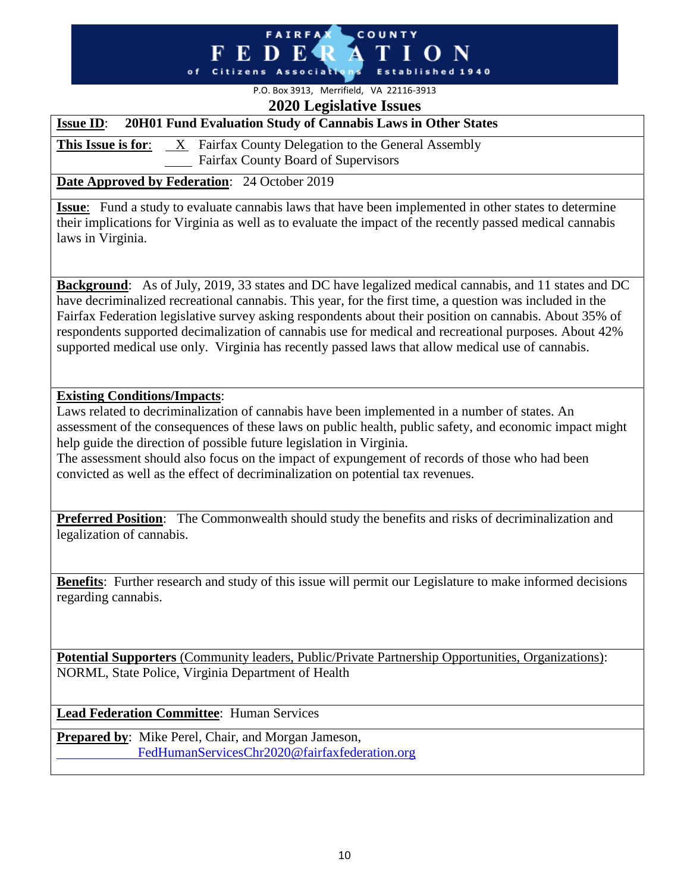FAIRFAX COUNTY FEDERATION of Citizens Associations Established 1940

P.O. Box 3913, Merrifield, VA 22116-3913

## 2020 Legislative Issues

**Issue ID**: **20H01 Fund Evaluation Study of Cannabis Laws in Other States**

**This Issue is for**: X Fairfax County Delegation to the General Assembly
____ Fairfax County Board of Supervisors

**Date Approved by Federation**: 24 October 2019

**Issue**: Fund a study to evaluate cannabis laws that have been implemented in other states to determine their implications for Virginia as well as to evaluate the impact of the recently passed medical cannabis laws in Virginia.

**Background**: As of July, 2019, 33 states and DC have legalized medical cannabis, and 11 states and DC have decriminalized recreational cannabis. This year, for the first time, a question was included in the Fairfax Federation legislative survey asking respondents about their position on cannabis. About 35% of respondents supported decimalization of cannabis use for medical and recreational purposes. About 42% supported medical use only. Virginia has recently passed laws that allow medical use of cannabis.

**Existing Conditions/Impacts**:
Laws related to decriminalization of cannabis have been implemented in a number of states. An assessment of the consequences of these laws on public health, public safety, and economic impact might help guide the direction of possible future legislation in Virginia.
The assessment should also focus on the impact of expungement of records of those who had been convicted as well as the effect of decriminalization on potential tax revenues.

**Preferred Position**: The Commonwealth should study the benefits and risks of decriminalization and legalization of cannabis.

**Benefits**: Further research and study of this issue will permit our Legislature to make informed decisions regarding cannabis.

**Potential Supporters** (Community leaders, Public/Private Partnership Opportunities, Organizations):
NORML, State Police, Virginia Department of Health

**Lead Federation Committee**: Human Services

**Prepared by**: Mike Perel, Chair, and Morgan Jameson,
FedHumanServicesChr2020@fairfaxfederation.org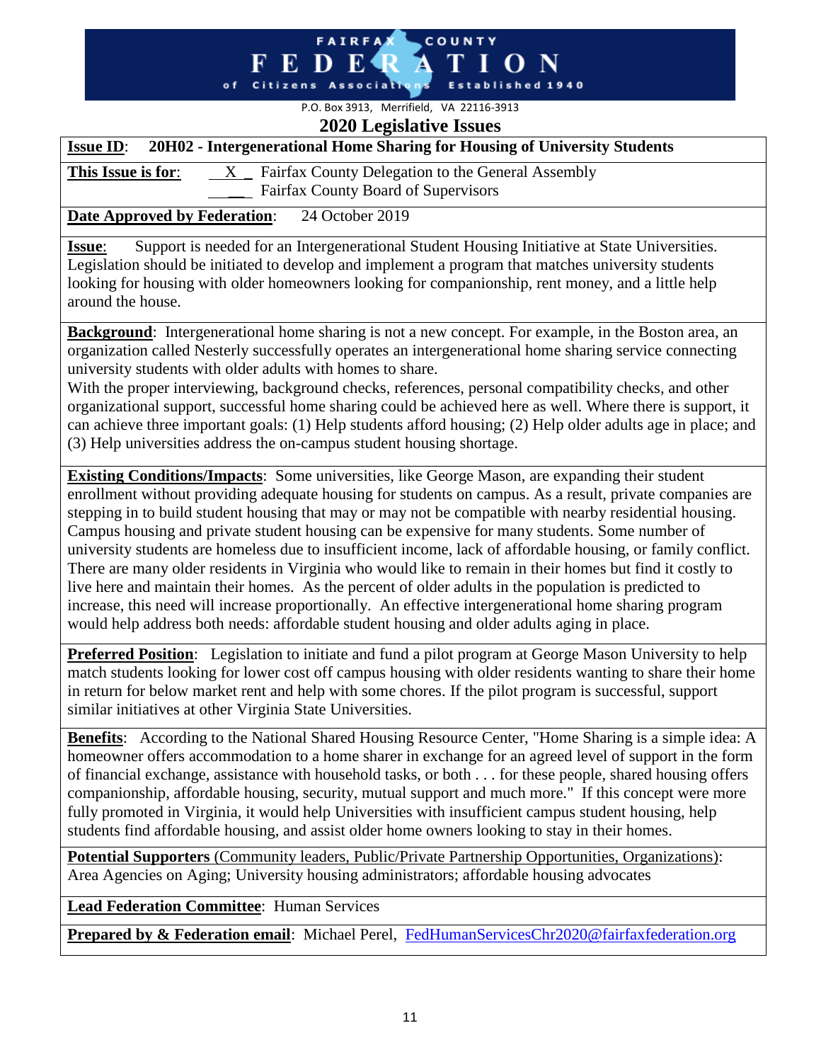# FAIRFAX COUNTY FEDERATION of Citizens Associations Established 1940

P.O. Box 3913, Merrifield, VA 22116-3913

## 2020 Legislative Issues

**Issue ID**: **20H02 - Intergenerational Home Sharing for Housing of University Students**

**This Issue is for**: X Fairfax County Delegation to the General Assembly
___ Fairfax County Board of Supervisors

**Date Approved by Federation**: 24 October 2019

**Issue**: Support is needed for an Intergenerational Student Housing Initiative at State Universities. Legislation should be initiated to develop and implement a program that matches university students looking for housing with older homeowners looking for companionship, rent money, and a little help around the house.

**Background**: Intergenerational home sharing is not a new concept. For example, in the Boston area, an organization called Nesterly successfully operates an intergenerational home sharing service connecting university students with older adults with homes to share.

With the proper interviewing, background checks, references, personal compatibility checks, and other organizational support, successful home sharing could be achieved here as well. Where there is support, it can achieve three important goals: (1) Help students afford housing; (2) Help older adults age in place; and (3) Help universities address the on-campus student housing shortage.

**Existing Conditions/Impacts**: Some universities, like George Mason, are expanding their student enrollment without providing adequate housing for students on campus. As a result, private companies are stepping in to build student housing that may or may not be compatible with nearby residential housing. Campus housing and private student housing can be expensive for many students. Some number of university students are homeless due to insufficient income, lack of affordable housing, or family conflict. There are many older residents in Virginia who would like to remain in their homes but find it costly to live here and maintain their homes. As the percent of older adults in the population is predicted to increase, this need will increase proportionally. An effective intergenerational home sharing program would help address both needs: affordable student housing and older adults aging in place.

**Preferred Position**: Legislation to initiate and fund a pilot program at George Mason University to help match students looking for lower cost off campus housing with older residents wanting to share their home in return for below market rent and help with some chores. If the pilot program is successful, support similar initiatives at other Virginia State Universities.

**Benefits**: According to the National Shared Housing Resource Center, "Home Sharing is a simple idea: A homeowner offers accommodation to a home sharer in exchange for an agreed level of support in the form of financial exchange, assistance with household tasks, or both . . . for these people, shared housing offers companionship, affordable housing, security, mutual support and much more." If this concept were more fully promoted in Virginia, it would help Universities with insufficient campus student housing, help students find affordable housing, and assist older home owners looking to stay in their homes.

**Potential Supporters** (Community leaders, Public/Private Partnership Opportunities, Organizations): Area Agencies on Aging; University housing administrators; affordable housing advocates

**Lead Federation Committee**: Human Services

**Prepared by & Federation email**: Michael Perel, FedHumanServicesChr2020@fairfaxfederation.org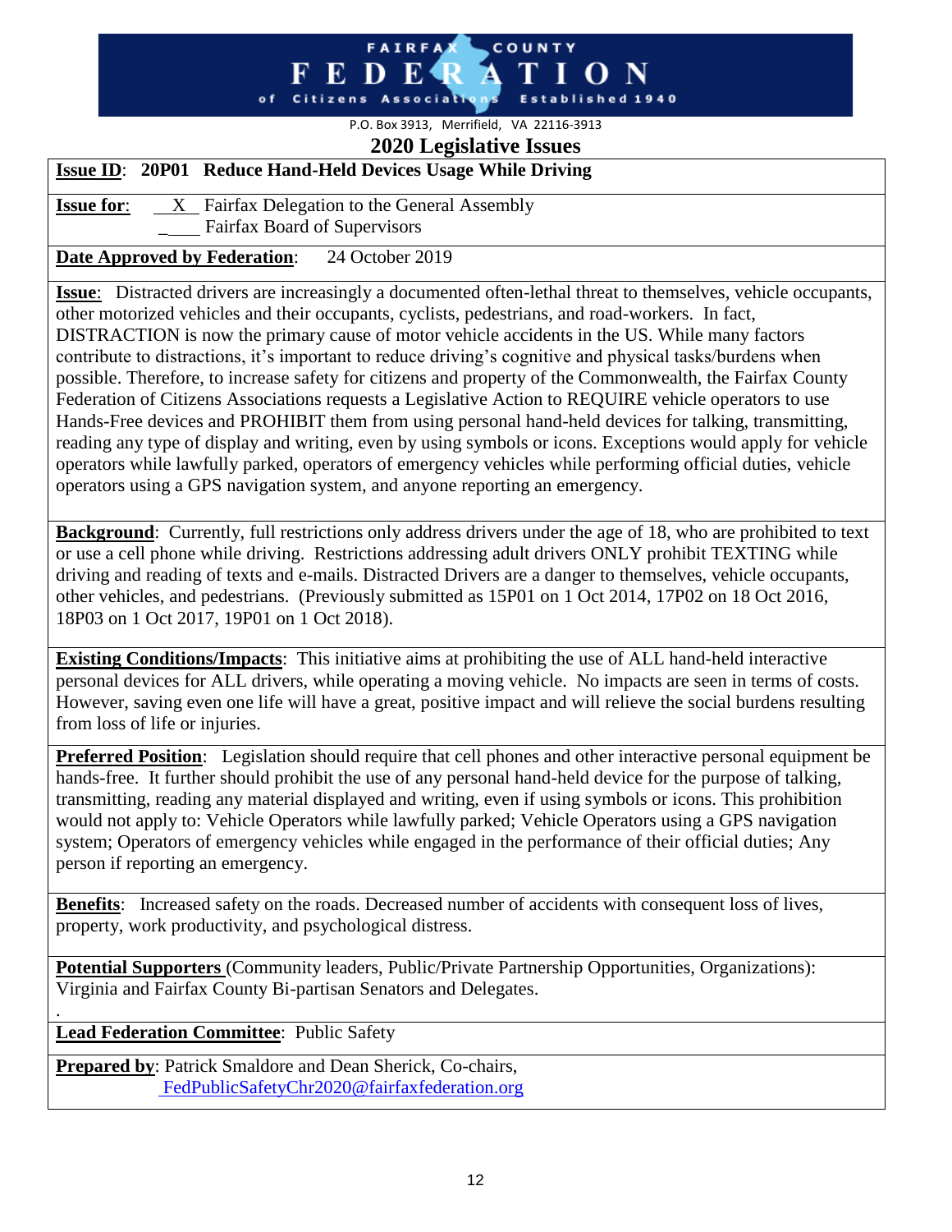FAIRFAX COUNTY FEDERATION of Citizens Associations Established 1940

P.O. Box 3913, Merrifield, VA 22116-3913

# 2020 Legislative Issues

**Issue ID**: **20P01 Reduce Hand-Held Devices Usage While Driving**

**Issue for**: X Fairfax Delegation to the General Assembly
___ Fairfax Board of Supervisors

**Date Approved by Federation**: 24 October 2019

**Issue**: Distracted drivers are increasingly a documented often-lethal threat to themselves, vehicle occupants, other motorized vehicles and their occupants, cyclists, pedestrians, and road-workers. In fact, DISTRACTION is now the primary cause of motor vehicle accidents in the US. While many factors contribute to distractions, it's important to reduce driving's cognitive and physical tasks/burdens when possible. Therefore, to increase safety for citizens and property of the Commonwealth, the Fairfax County Federation of Citizens Associations requests a Legislative Action to REQUIRE vehicle operators to use Hands-Free devices and PROHIBIT them from using personal hand-held devices for talking, transmitting, reading any type of display and writing, even by using symbols or icons. Exceptions would apply for vehicle operators while lawfully parked, operators of emergency vehicles while performing official duties, vehicle operators using a GPS navigation system, and anyone reporting an emergency.

**Background**: Currently, full restrictions only address drivers under the age of 18, who are prohibited to text or use a cell phone while driving. Restrictions addressing adult drivers ONLY prohibit TEXTING while driving and reading of texts and e-mails. Distracted Drivers are a danger to themselves, vehicle occupants, other vehicles, and pedestrians. (Previously submitted as 15P01 on 1 Oct 2014, 17P02 on 18 Oct 2016, 18P03 on 1 Oct 2017, 19P01 on 1 Oct 2018).

**Existing Conditions/Impacts**: This initiative aims at prohibiting the use of ALL hand-held interactive personal devices for ALL drivers, while operating a moving vehicle. No impacts are seen in terms of costs. However, saving even one life will have a great, positive impact and will relieve the social burdens resulting from loss of life or injuries.

**Preferred Position**: Legislation should require that cell phones and other interactive personal equipment be hands-free. It further should prohibit the use of any personal hand-held device for the purpose of talking, transmitting, reading any material displayed and writing, even if using symbols or icons. This prohibition would not apply to: Vehicle Operators while lawfully parked; Vehicle Operators using a GPS navigation system; Operators of emergency vehicles while engaged in the performance of their official duties; Any person if reporting an emergency.

**Benefits**: Increased safety on the roads. Decreased number of accidents with consequent loss of lives, property, work productivity, and psychological distress.

**Potential Supporters** (Community leaders, Public/Private Partnership Opportunities, Organizations): Virginia and Fairfax County Bi-partisan Senators and Delegates.

**Lead Federation Committee**: Public Safety

**Prepared by**: Patrick Smaldore and Dean Sherick, Co-chairs,
FedPublicSafetyChr2020@fairfaxfederation.org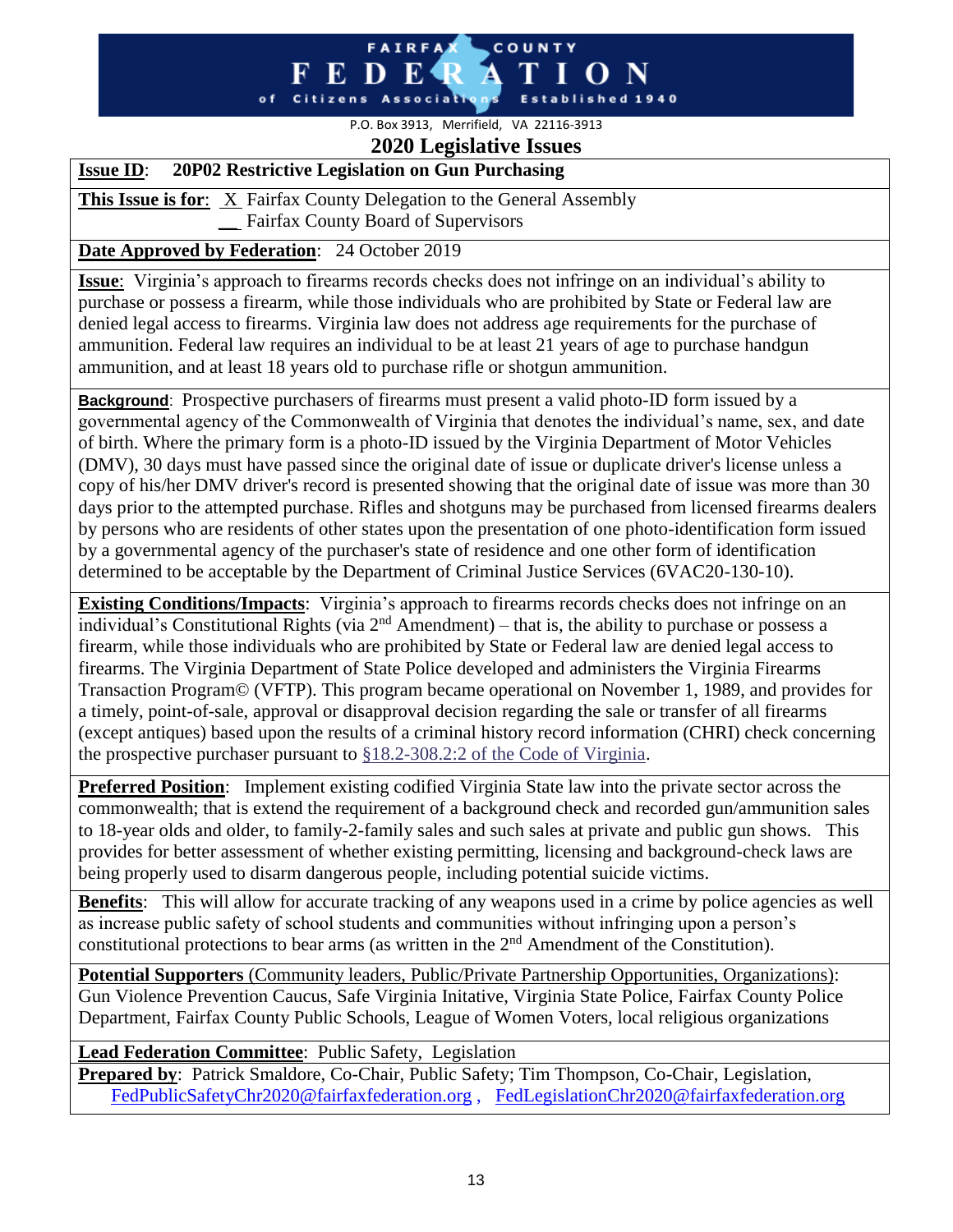FAIRFAX COUNTY FEDERATION of Citizens Associations Established 1940

P.O. Box 3913, Merrifield, VA 22116-3913

## 2020 Legislative Issues

**Issue ID**: **20P02 Restrictive Legislation on Gun Purchasing**

**This Issue is for**: X Fairfax County Delegation to the General Assembly
__ Fairfax County Board of Supervisors

**Date Approved by Federation**: 24 October 2019

**Issue**: Virginia's approach to firearms records checks does not infringe on an individual's ability to purchase or possess a firearm, while those individuals who are prohibited by State or Federal law are denied legal access to firearms. Virginia law does not address age requirements for the purchase of ammunition. Federal law requires an individual to be at least 21 years of age to purchase handgun ammunition, and at least 18 years old to purchase rifle or shotgun ammunition.

**Background**: Prospective purchasers of firearms must present a valid photo-ID form issued by a governmental agency of the Commonwealth of Virginia that denotes the individual's name, sex, and date of birth. Where the primary form is a photo-ID issued by the Virginia Department of Motor Vehicles (DMV), 30 days must have passed since the original date of issue or duplicate driver's license unless a copy of his/her DMV driver's record is presented showing that the original date of issue was more than 30 days prior to the attempted purchase. Rifles and shotguns may be purchased from licensed firearms dealers by persons who are residents of other states upon the presentation of one photo-identification form issued by a governmental agency of the purchaser's state of residence and one other form of identification determined to be acceptable by the Department of Criminal Justice Services (6VAC20-130-10).

**Existing Conditions/Impacts**: Virginia's approach to firearms records checks does not infringe on an individual's Constitutional Rights (via 2nd Amendment) – that is, the ability to purchase or possess a firearm, while those individuals who are prohibited by State or Federal law are denied legal access to firearms. The Virginia Department of State Police developed and administers the Virginia Firearms Transaction Program© (VFTP). This program became operational on November 1, 1989, and provides for a timely, point-of-sale, approval or disapproval decision regarding the sale or transfer of all firearms (except antiques) based upon the results of a criminal history record information (CHRI) check concerning the prospective purchaser pursuant to §18.2-308.2:2 of the Code of Virginia.

**Preferred Position**: Implement existing codified Virginia State law into the private sector across the commonwealth; that is extend the requirement of a background check and recorded gun/ammunition sales to 18-year olds and older, to family-2-family sales and such sales at private and public gun shows. This provides for better assessment of whether existing permitting, licensing and background-check laws are being properly used to disarm dangerous people, including potential suicide victims.

**Benefits**: This will allow for accurate tracking of any weapons used in a crime by police agencies as well as increase public safety of school students and communities without infringing upon a person's constitutional protections to bear arms (as written in the 2nd Amendment of the Constitution).

**Potential Supporters** (Community leaders, Public/Private Partnership Opportunities, Organizations): Gun Violence Prevention Caucus, Safe Virginia Initative, Virginia State Police, Fairfax County Police Department, Fairfax County Public Schools, League of Women Voters, local religious organizations

**Lead Federation Committee**: Public Safety, Legislation

**Prepared by**: Patrick Smaldore, Co-Chair, Public Safety; Tim Thompson, Co-Chair, Legislation, FedPublicSafetyChr2020@fairfaxfederation.org , FedLegislationChr2020@fairfaxfederation.org